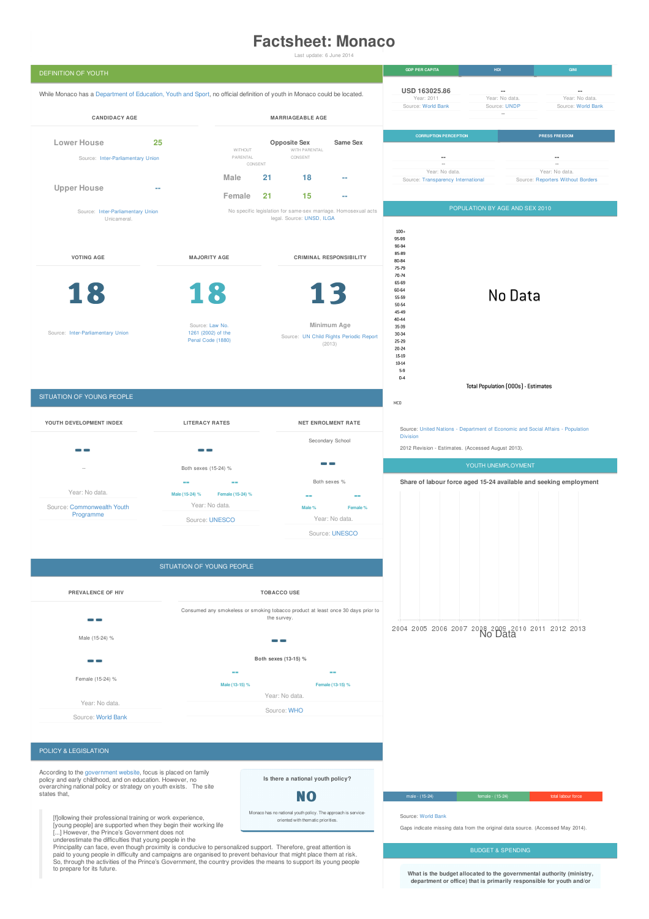# Factsheet: Monaco

Last update: 6 June 2014

## DEFINITION OF YOUTH

While Monaco has a Department of Education, Youth and Sport, no official definition of youth in Monaco could be located.

### CANDIDACY AGE

| | |
|---|---|
| Lower House | 25 |
| Upper House | -- |

Source: Inter-Parliamentary Union

Source: Inter-Parliamentary Union
Unicameral.

### MARRIAGEABLE AGE

| | Opposite Sex WITHOUT PARENTAL CONSENT | Opposite Sex WITH PARENTAL CONSENT | Same Sex |
|---|---|---|---|
| Male | 21 | 18 | -- |
| Female | 21 | 15 | -- |

No specific legislation for same-sex marriage. Homosexual acts legal. Source: UNSD, ILGA

### VOTING AGE

**18**

Source: Inter-Parliamentary Union

### MAJORITY AGE

**18**

Source: Law No. 1261 (2002) of the Penal Code (1880)

### CRIMINAL RESPONSIBILITY

**13**

Minimum Age

Source: UN Child Rights Periodic Report (2013)

## SITUATION OF YOUNG PEOPLE

### YOUTH DEVELOPMENT INDEX

--

--

Year: No data.

Source: Commonwealth Youth Programme

### LITERACY RATES

--

Both sexes (15-24) %

| Male (15-24) % | Female (15-24) % |
|---|---|
| -- | -- |

Year: No data.

Source: UNESCO

### NET ENROLMENT RATE

Secondary School

--

Both sexes %

| Male % | Female % |
|---|---|
| -- | -- |

Year: No data.

Source: UNESCO

## SITUATION OF YOUNG PEOPLE

### PREVALENCE OF HIV

--

Male (15-24) %

--

Female (15-24) %

Year: No data.

Source: World Bank

### TOBACCO USE

Consumed any smokeless or smoking tobacco product at least once 30 days prior to the survey.

--

**Both sexes (13-15) %**

| Male (13-15) % | Female (13-15) % |
|---|---|
| -- | -- |

Year: No data.

Source: WHO

## POLICY & LEGISLATION

According to the government website, focus is placed on family policy and early childhood, and on education. However, no overarching national policy or strategy on youth exists. The site states that,

> [f]ollowing their professional training or work experience, [young people] are supported when they begin their working life [...] However, the Prince's Government does not underestimate the difficulties that young people in the Principality can face, even though proximity is conducive to personalized support. Therefore, great attention is paid to young people in difficulty and campaigns are organised to prevent behaviour that might place them at risk. So, through the activities of the Prince's Government, the country provides the means to support its young people to prepare for its future.

**Is there a national youth policy?**

**NO**

Monaco has no national youth policy. The approach is service-oriented with thematic priorities.

| GDP PER CAPITA | HDI | GINI |
|---|---|---|
| USD 163025.86 | -- | -- |
| Year: 2011 | Year: No data. | Year: No data. |
| Source: World Bank | Source: UNDP | Source: World Bank |
| | -- | |

| CORRUPTION PERCEPTION | PRESS FREEDOM |
|---|---|
| -- | -- |
| -- | -- |
| Year: No data. | Year: No data. |
| Source: Transparency International | Source: Reporters Without Borders |

## POPULATION BY AGE AND SEX 2010

Age groups: 100+, 95-99, 90-94, 85-89, 80-84, 75-79, 70-74, 65-69, 60-64, 55-59, 50-54, 45-49, 40-44, 35-39, 30-34, 25-29, 20-24, 15-19, 10-14, 5-9, 0-4

No Data

Total Population (000s) - Estimates

MCO

Source: United Nations - Department of Economic and Social Affairs - Population Division

2012 Revision - Estimates. (Accessed August 2013).

## YOUTH UNEMPLOYMENT

**Share of labour force aged 15-24 available and seeking employment**

2004 2005 2006 2007 2008 2009 2010 2011 2012 2013

No Data

male - (15-24) | female - (15-24) | total labour force

Source: World Bank

Gaps indicate missing data from the original data source. (Accessed May 2014).

## BUDGET & SPENDING

**What is the budget allocated to the governmental authority (ministry, department or office) that is primarily responsible for youth and/or**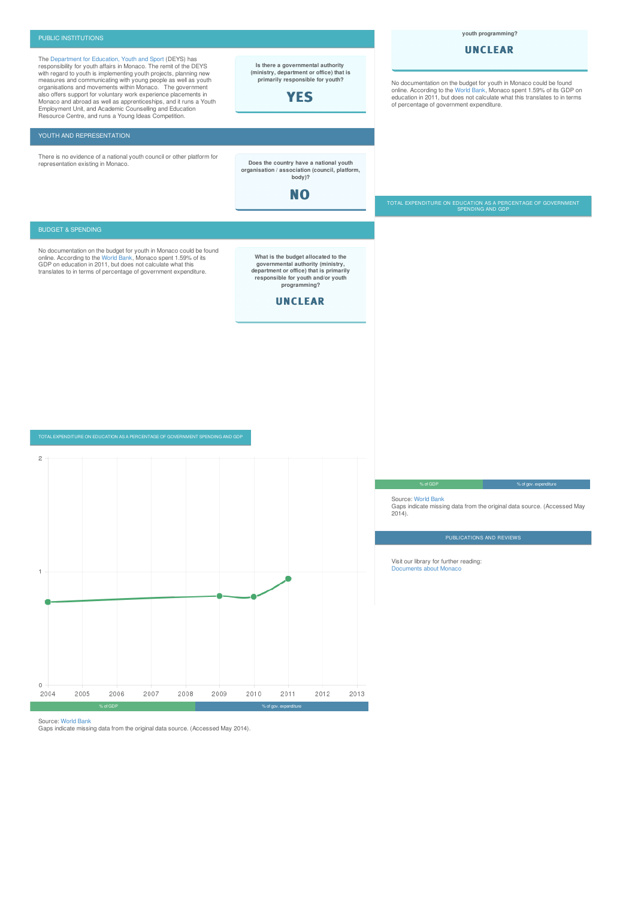## PUBLIC INSTITUTIONS

The Department for Education, Youth and Sport (DEYS) has responsibility for youth affairs in Monaco. The remit of the DEYS with regard to youth is implementing youth projects, planning new measures and communicating with young people as well as youth organisations and movements within Monaco. The government also offers support for voluntary work experience placements in Monaco and abroad as well as apprenticeships, and it runs a Youth Employment Unit, and Academic Counselling and Education Resource Centre, and runs a Young Ideas Competition.

**Is there a governmental authority (ministry, department or office) that is primarily responsible for youth?**

**YES**

## YOUTH AND REPRESENTATION

There is no evidence of a national youth council or other platform for representation existing in Monaco.

**Does the country have a national youth organisation / association (council, platform, body)?**

**NO**

## BUDGET & SPENDING

No documentation on the budget for youth in Monaco could be found online. According to the World Bank, Monaco spent 1.59% of its GDP on education in 2011, but does not calculate what this translates to in terms of percentage of government expenditure.

**What is the budget allocated to the governmental authority (ministry, department or office) that is primarily responsible for youth and/or youth programming?**

**UNCLEAR**

### TOTAL EXPENDITURE ON EDUCATION AS A PERCENTAGE OF GOVERNMENT SPENDING AND GDP

2
1
0
2004 2005 2006 2007 2008 2009 2010 2011 2012 2013

% of GDP
% of gov. expenditure

Source: World Bank
Gaps indicate missing data from the original data source. (Accessed May 2014).

## PUBLICATIONS AND REVIEWS

Visit our library for further reading:
Documents about Monaco